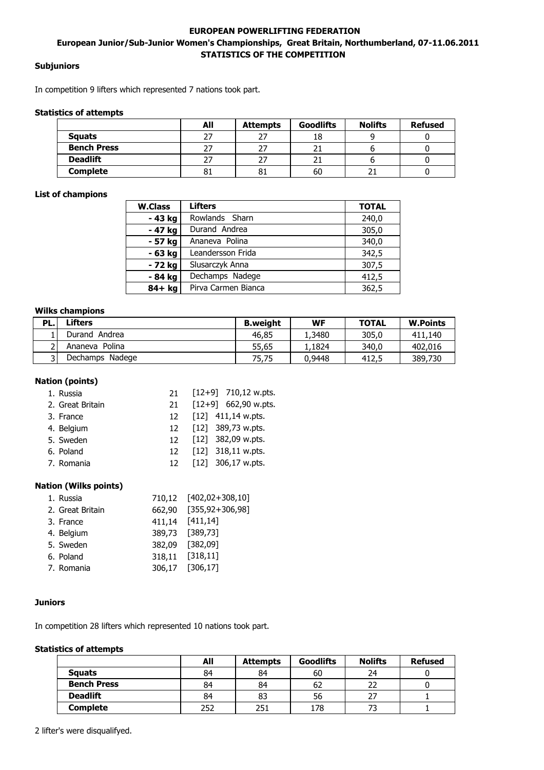**EUROPEAN POWERLIFTING FEDERATION**

**European Junior/Sub-Junior Women's Championships, Great Britain, Northumberland, 07-11.06.2011**

**STATISTICS OF THE COMPETITION**

**Subjuniors**

In competition 9 lifters which represented 7 nations took part.

**Statistics of attempts**

| | All | Attempts | Goodlifts | Nolifts | Refused |
|---|---|---|---|---|---|
| **Squats** | 27 | 27 | 18 | 9 | 0 |
| **Bench Press** | 27 | 27 | 21 | 6 | 0 |
| **Deadlift** | 27 | 27 | 21 | 6 | 0 |
| **Complete** | 81 | 81 | 60 | 21 | 0 |

**List of champions**

| W.Class | Lifters | TOTAL |
|---|---|---|
| - 43 kg | Rowlands Sharn | 240,0 |
| - 47 kg | Durand Andrea | 305,0 |
| - 57 kg | Ananeva Polina | 340,0 |
| - 63 kg | Leandersson Frida | 342,5 |
| - 72 kg | Slusarczyk Anna | 307,5 |
| - 84 kg | Dechamps Nadege | 412,5 |
| 84+ kg | Pirva Carmen Bianca | 362,5 |

**Wilks champions**

| PL. | Lifters | B.weight | WF | TOTAL | W.Points |
|---|---|---|---|---|---|
| 1 | Durand Andrea | 46,85 | 1,3480 | 305,0 | 411,140 |
| 2 | Ananeva Polina | 55,65 | 1,1824 | 340,0 | 402,016 |
| 3 | Dechamps Nadege | 75,75 | 0,9448 | 412,5 | 389,730 |

**Nation (points)**

1. Russia 21 [12+9] 710,12 w.pts.
2. Great Britain 21 [12+9] 662,90 w.pts.
3. France 12 [12] 411,14 w.pts.
4. Belgium 12 [12] 389,73 w.pts.
5. Sweden 12 [12] 382,09 w.pts.
6. Poland 12 [12] 318,11 w.pts.
7. Romania 12 [12] 306,17 w.pts.

**Nation (Wilks points)**

1. Russia 710,12 [402,02+308,10]
2. Great Britain 662,90 [355,92+306,98]
3. France 411,14 [411,14]
4. Belgium 389,73 [389,73]
5. Sweden 382,09 [382,09]
6. Poland 318,11 [318,11]
7. Romania 306,17 [306,17]

**Juniors**

In competition 28 lifters which represented 10 nations took part.

**Statistics of attempts**

| | All | Attempts | Goodlifts | Nolifts | Refused |
|---|---|---|---|---|---|
| **Squats** | 84 | 84 | 60 | 24 | 0 |
| **Bench Press** | 84 | 84 | 62 | 22 | 0 |
| **Deadlift** | 84 | 83 | 56 | 27 | 1 |
| **Complete** | 252 | 251 | 178 | 73 | 1 |

2 lifter's were disqualifyed.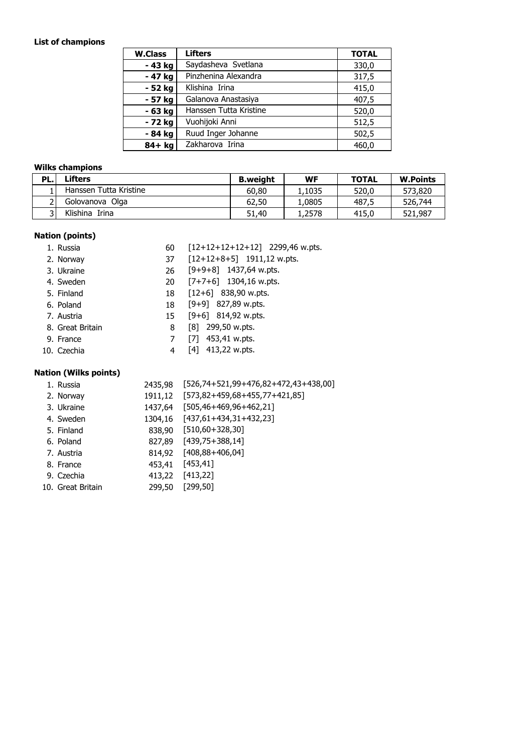**List of champions**

| W.Class | Lifters | TOTAL |
|---|---|---|
| - 43 kg | Saydasheva Svetlana | 330,0 |
| - 47 kg | Pinzhenina Alexandra | 317,5 |
| - 52 kg | Klishina Irina | 415,0 |
| - 57 kg | Galanova Anastasiya | 407,5 |
| - 63 kg | Hanssen Tutta Kristine | 520,0 |
| - 72 kg | Vuohijoki Anni | 512,5 |
| - 84 kg | Ruud Inger Johanne | 502,5 |
| 84+ kg | Zakharova Irina | 460,0 |

**Wilks champions**

| PL. | Lifters | B.weight | WF | TOTAL | W.Points |
|---|---|---|---|---|---|
| 1 | Hanssen Tutta Kristine | 60,80 | 1,1035 | 520,0 | 573,820 |
| 2 | Golovanova Olga | 62,50 | 1,0805 | 487,5 | 526,744 |
| 3 | Klishina Irina | 51,40 | 1,2578 | 415,0 | 521,987 |

**Nation (points)**

| | | | |
|---|---|---|---|
| 1. | Russia | 60 | [12+12+12+12+12] 2299,46 w.pts. |
| 2. | Norway | 37 | [12+12+8+5] 1911,12 w.pts. |
| 3. | Ukraine | 26 | [9+9+8] 1437,64 w.pts. |
| 4. | Sweden | 20 | [7+7+6] 1304,16 w.pts. |
| 5. | Finland | 18 | [12+6] 838,90 w.pts. |
| 6. | Poland | 18 | [9+9] 827,89 w.pts. |
| 7. | Austria | 15 | [9+6] 814,92 w.pts. |
| 8. | Great Britain | 8 | [8] 299,50 w.pts. |
| 9. | France | 7 | [7] 453,41 w.pts. |
| 10. | Czechia | 4 | [4] 413,22 w.pts. |

**Nation (Wilks points)**

| | | | |
|---|---|---|---|
| 1. | Russia | 2435,98 | [526,74+521,99+476,82+472,43+438,00] |
| 2. | Norway | 1911,12 | [573,82+459,68+455,77+421,85] |
| 3. | Ukraine | 1437,64 | [505,46+469,96+462,21] |
| 4. | Sweden | 1304,16 | [437,61+434,31+432,23] |
| 5. | Finland | 838,90 | [510,60+328,30] |
| 6. | Poland | 827,89 | [439,75+388,14] |
| 7. | Austria | 814,92 | [408,88+406,04] |
| 8. | France | 453,41 | [453,41] |
| 9. | Czechia | 413,22 | [413,22] |
| 10. | Great Britain | 299,50 | [299,50] |